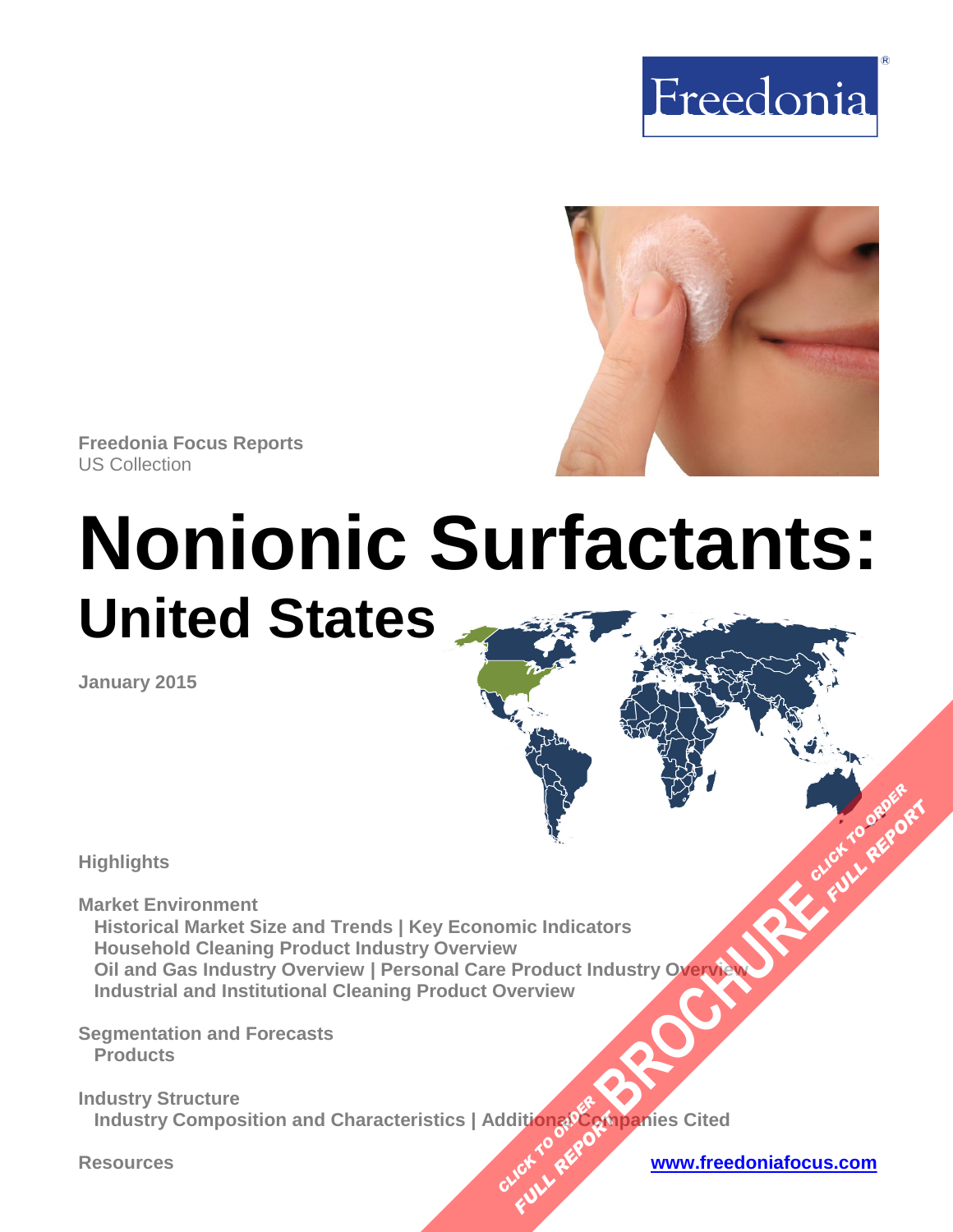Freedonia

Freedonia Focus Reports
US Collection

# Nonionic Surfactants:
## United States

**January 2015**

**Highlights**

**Market Environment**
- Historical Market Size and Trends | Key Economic Indicators
- Household Cleaning Product Industry Overview
- Oil and Gas Industry Overview | Personal Care Product Industry Overview
- Industrial and Institutional Cleaning Product Overview

**Segmentation and Forecasts**
- Products

**Industry Structure**
- Industry Composition and Characteristics | Additional Companies Cited

**Resources**

www.freedoniafocus.com

BROCHURE
CLICK TO ORDER FULL REPORT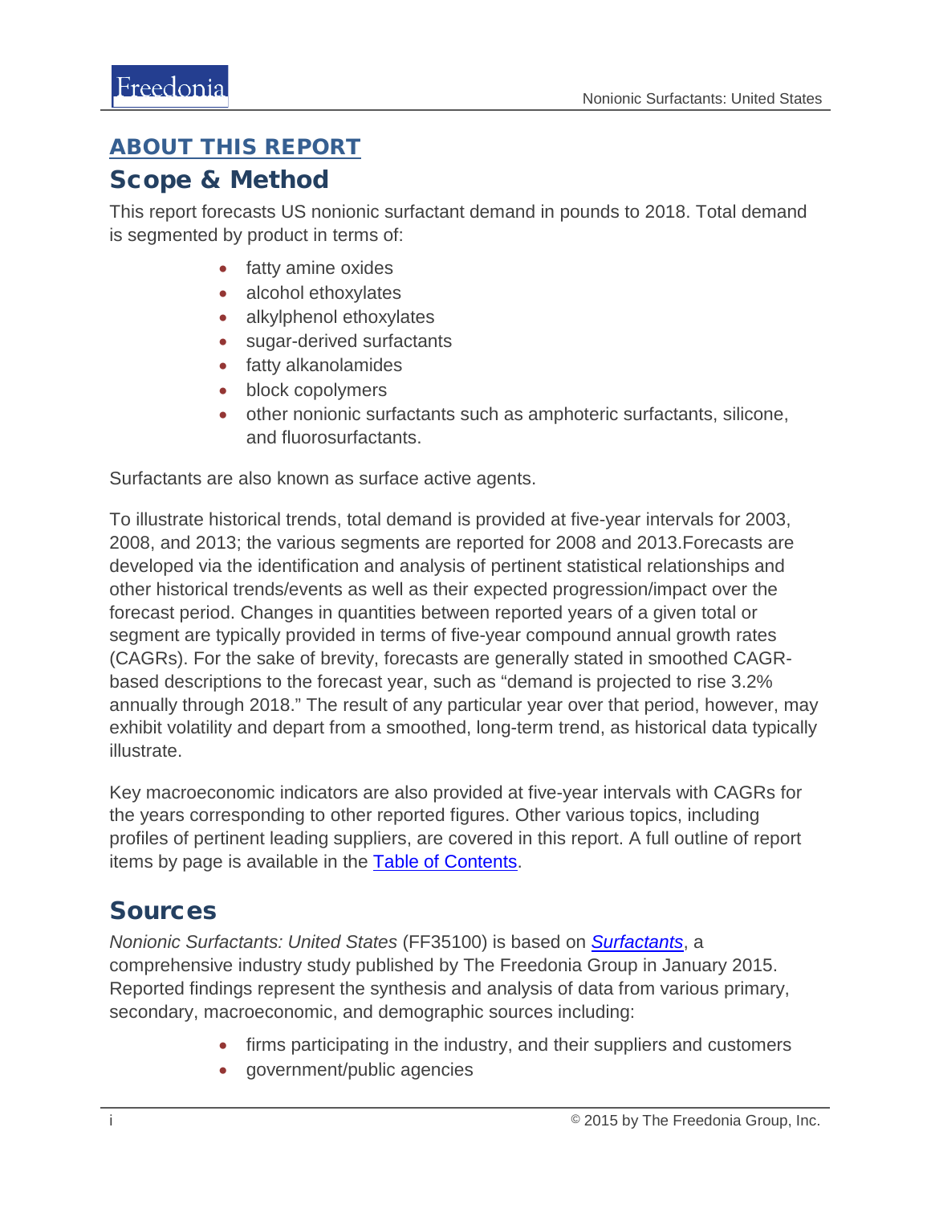## ABOUT THIS REPORT

## Scope & Method

This report forecasts US nonionic surfactant demand in pounds to 2018. Total demand is segmented by product in terms of:

- fatty amine oxides
- alcohol ethoxylates
- alkylphenol ethoxylates
- sugar-derived surfactants
- fatty alkanolamides
- block copolymers
- other nonionic surfactants such as amphoteric surfactants, silicone, and fluorosurfactants.

Surfactants are also known as surface active agents.

To illustrate historical trends, total demand is provided at five-year intervals for 2003, 2008, and 2013; the various segments are reported for 2008 and 2013.Forecasts are developed via the identification and analysis of pertinent statistical relationships and other historical trends/events as well as their expected progression/impact over the forecast period. Changes in quantities between reported years of a given total or segment are typically provided in terms of five-year compound annual growth rates (CAGRs). For the sake of brevity, forecasts are generally stated in smoothed CAGR-based descriptions to the forecast year, such as "demand is projected to rise 3.2% annually through 2018." The result of any particular year over that period, however, may exhibit volatility and depart from a smoothed, long-term trend, as historical data typically illustrate.

Key macroeconomic indicators are also provided at five-year intervals with CAGRs for the years corresponding to other reported figures. Other various topics, including profiles of pertinent leading suppliers, are covered in this report. A full outline of report items by page is available in the Table of Contents.

## Sources

*Nonionic Surfactants: United States* (FF35100) is based on ***Surfactants***, a comprehensive industry study published by The Freedonia Group in January 2015. Reported findings represent the synthesis and analysis of data from various primary, secondary, macroeconomic, and demographic sources including:

- firms participating in the industry, and their suppliers and customers
- government/public agencies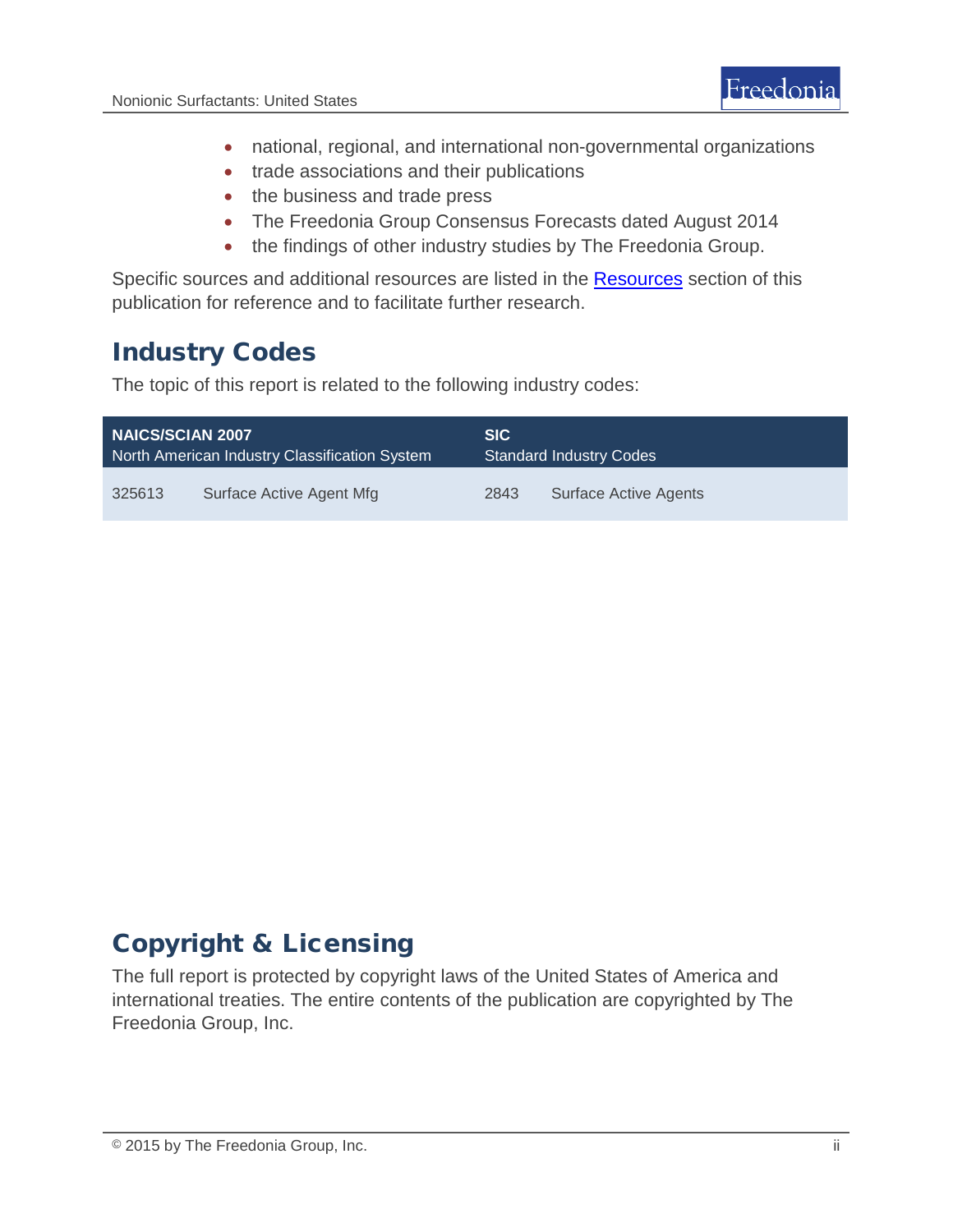- national, regional, and international non-governmental organizations
- trade associations and their publications
- the business and trade press
- The Freedonia Group Consensus Forecasts dated August 2014
- the findings of other industry studies by The Freedonia Group.

Specific sources and additional resources are listed in the Resources section of this publication for reference and to facilitate further research.

## Industry Codes

The topic of this report is related to the following industry codes:

| **NAICS/SCIAN 2007** North American Industry Classification System | | **SIC** Standard Industry Codes | |
|---|---|---|---|
| 325613 | Surface Active Agent Mfg | 2843 | Surface Active Agents |

## Copyright & Licensing

The full report is protected by copyright laws of the United States of America and international treaties. The entire contents of the publication are copyrighted by The Freedonia Group, Inc.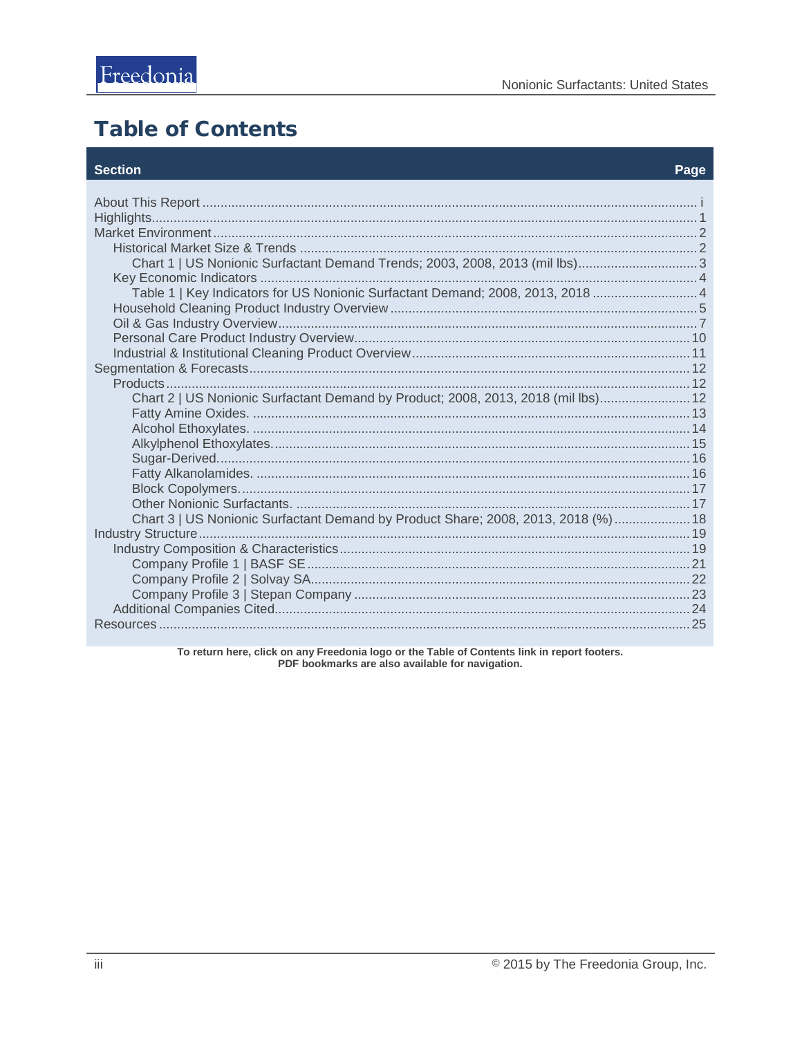# Table of Contents

| Section | Page |
|---|---|
| About This Report | i |
| Highlights | 1 |
| Market Environment | 2 |
| Historical Market Size & Trends | 2 |
| Chart 1 \| US Nonionic Surfactant Demand Trends; 2003, 2008, 2013 (mil lbs) | 3 |
| Key Economic Indicators | 4 |
| Table 1 \| Key Indicators for US Nonionic Surfactant Demand; 2008, 2013, 2018 | 4 |
| Household Cleaning Product Industry Overview | 5 |
| Oil & Gas Industry Overview | 7 |
| Personal Care Product Industry Overview | 10 |
| Industrial & Institutional Cleaning Product Overview | 11 |
| Segmentation & Forecasts | 12 |
| Products | 12 |
| Chart 2 \| US Nonionic Surfactant Demand by Product; 2008, 2013, 2018 (mil lbs) | 12 |
| Fatty Amine Oxides. | 13 |
| Alcohol Ethoxylates. | 14 |
| Alkylphenol Ethoxylates. | 15 |
| Sugar-Derived. | 16 |
| Fatty Alkanolamides. | 16 |
| Block Copolymers. | 17 |
| Other Nonionic Surfactants. | 17 |
| Chart 3 \| US Nonionic Surfactant Demand by Product Share; 2008, 2013, 2018 (%) | 18 |
| Industry Structure | 19 |
| Industry Composition & Characteristics | 19 |
| Company Profile 1 \| BASF SE | 21 |
| Company Profile 2 \| Solvay SA | 22 |
| Company Profile 3 \| Stepan Company | 23 |
| Additional Companies Cited | 24 |
| Resources | 25 |

**To return here, click on any Freedonia logo or the Table of Contents link in report footers. PDF bookmarks are also available for navigation.**